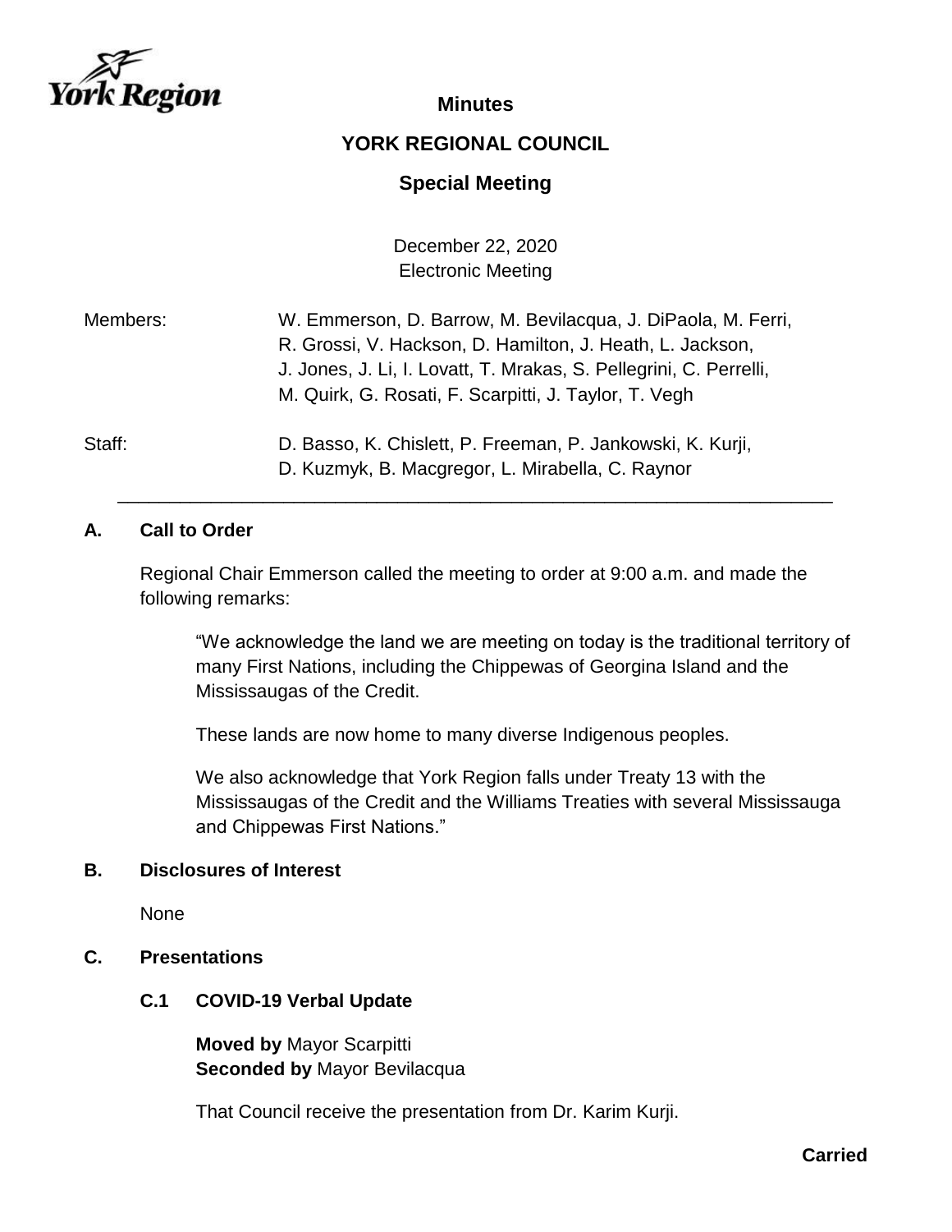# Minutes

## YORK REGIONAL COUNCIL

## Special Meeting

December 22, 2020
Electronic Meeting

Members: W. Emmerson, D. Barrow, M. Bevilacqua, J. DiPaola, M. Ferri, R. Grossi, V. Hackson, D. Hamilton, J. Heath, L. Jackson, J. Jones, J. Li, I. Lovatt, T. Mrakas, S. Pellegrini, C. Perrelli, M. Quirk, G. Rosati, F. Scarpitti, J. Taylor, T. Vegh

Staff: D. Basso, K. Chislett, P. Freeman, P. Jankowski, K. Kurji, D. Kuzmyk, B. Macgregor, L. Mirabella, C. Raynor

---

### A. Call to Order

Regional Chair Emmerson called the meeting to order at 9:00 a.m. and made the following remarks:

> "We acknowledge the land we are meeting on today is the traditional territory of many First Nations, including the Chippewas of Georgina Island and the Mississaugas of the Credit.
>
> These lands are now home to many diverse Indigenous peoples.
>
> We also acknowledge that York Region falls under Treaty 13 with the Mississaugas of the Credit and the Williams Treaties with several Mississauga and Chippewas First Nations."

### B. Disclosures of Interest

None

### C. Presentations

#### C.1 COVID-19 Verbal Update

**Moved by** Mayor Scarpitti
**Seconded by** Mayor Bevilacqua

That Council receive the presentation from Dr. Karim Kurji.

**Carried**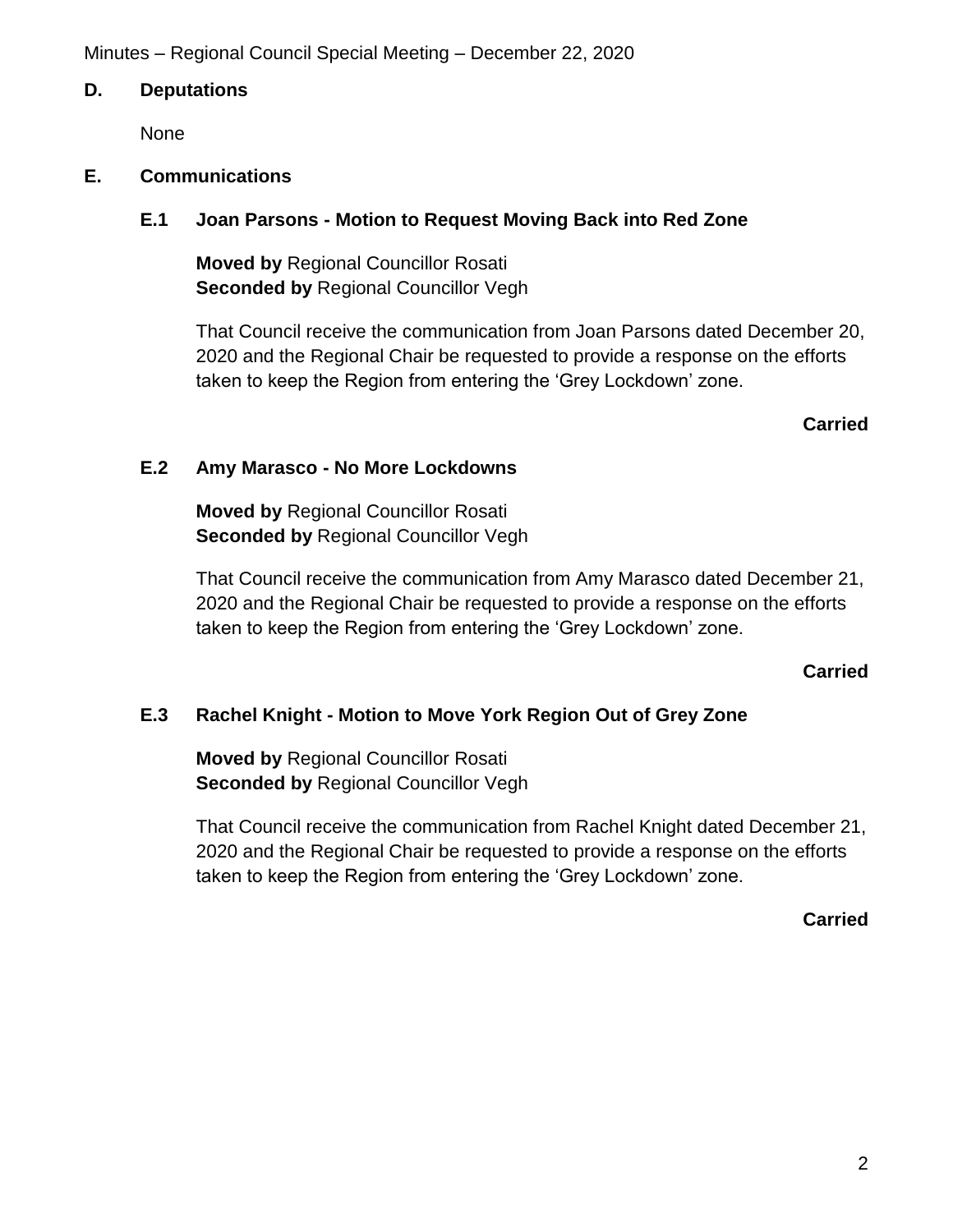## D. Deputations

None

## E. Communications

### E.1 Joan Parsons - Motion to Request Moving Back into Red Zone

**Moved by** Regional Councillor Rosati
**Seconded by** Regional Councillor Vegh

That Council receive the communication from Joan Parsons dated December 20, 2020 and the Regional Chair be requested to provide a response on the efforts taken to keep the Region from entering the 'Grey Lockdown' zone.

**Carried**

### E.2 Amy Marasco - No More Lockdowns

**Moved by** Regional Councillor Rosati
**Seconded by** Regional Councillor Vegh

That Council receive the communication from Amy Marasco dated December 21, 2020 and the Regional Chair be requested to provide a response on the efforts taken to keep the Region from entering the 'Grey Lockdown' zone.

**Carried**

### E.3 Rachel Knight - Motion to Move York Region Out of Grey Zone

**Moved by** Regional Councillor Rosati
**Seconded by** Regional Councillor Vegh

That Council receive the communication from Rachel Knight dated December 21, 2020 and the Regional Chair be requested to provide a response on the efforts taken to keep the Region from entering the 'Grey Lockdown' zone.

**Carried**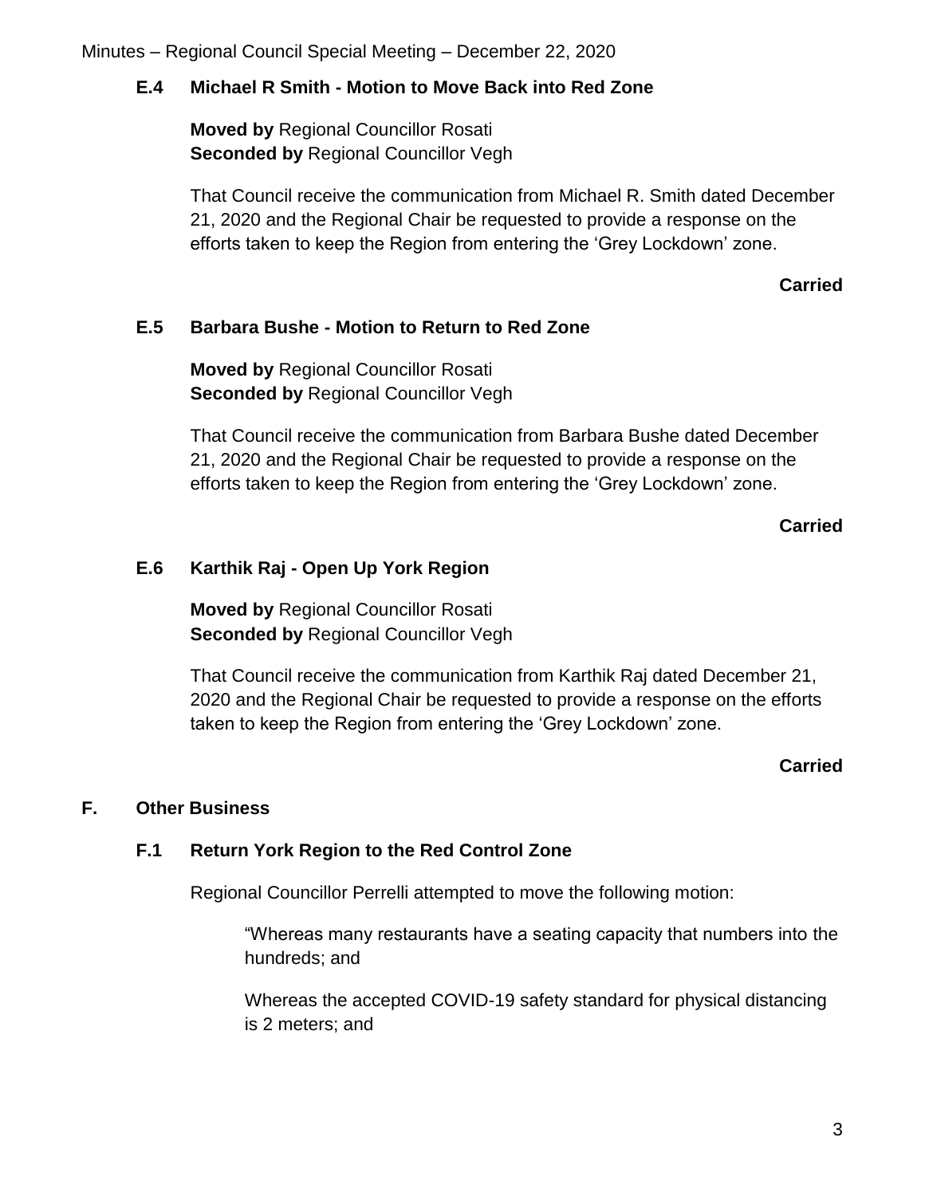### E.4 Michael R Smith - Motion to Move Back into Red Zone

**Moved by** Regional Councillor Rosati
**Seconded by** Regional Councillor Vegh

That Council receive the communication from Michael R. Smith dated December 21, 2020 and the Regional Chair be requested to provide a response on the efforts taken to keep the Region from entering the 'Grey Lockdown' zone.

**Carried**

### E.5 Barbara Bushe - Motion to Return to Red Zone

**Moved by** Regional Councillor Rosati
**Seconded by** Regional Councillor Vegh

That Council receive the communication from Barbara Bushe dated December 21, 2020 and the Regional Chair be requested to provide a response on the efforts taken to keep the Region from entering the 'Grey Lockdown' zone.

**Carried**

### E.6 Karthik Raj - Open Up York Region

**Moved by** Regional Councillor Rosati
**Seconded by** Regional Councillor Vegh

That Council receive the communication from Karthik Raj dated December 21, 2020 and the Regional Chair be requested to provide a response on the efforts taken to keep the Region from entering the 'Grey Lockdown' zone.

**Carried**

## F. Other Business

### F.1 Return York Region to the Red Control Zone

Regional Councillor Perrelli attempted to move the following motion:

> "Whereas many restaurants have a seating capacity that numbers into the hundreds; and
>
> Whereas the accepted COVID-19 safety standard for physical distancing is 2 meters; and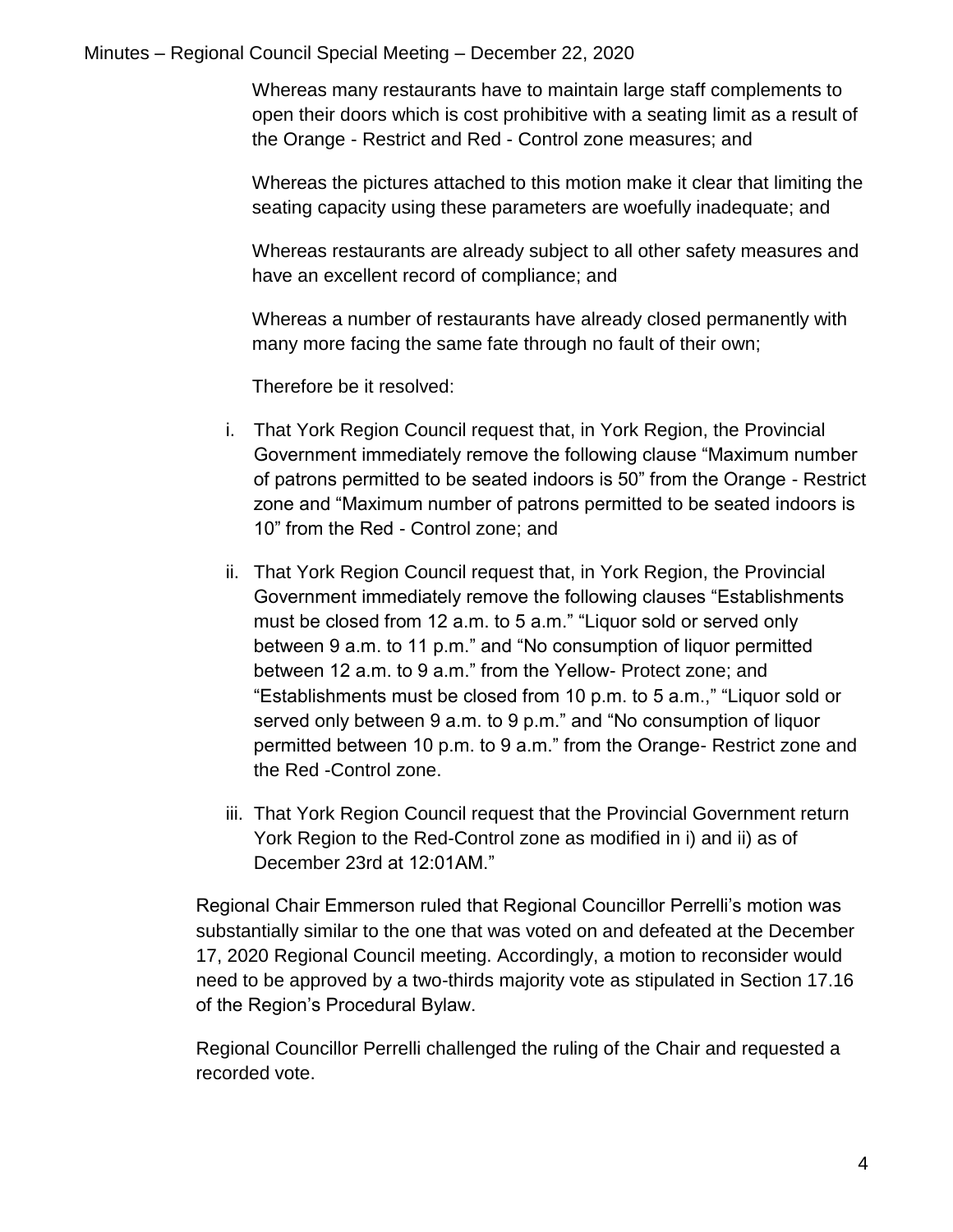Whereas many restaurants have to maintain large staff complements to open their doors which is cost prohibitive with a seating limit as a result of the Orange - Restrict and Red - Control zone measures; and

Whereas the pictures attached to this motion make it clear that limiting the seating capacity using these parameters are woefully inadequate; and

Whereas restaurants are already subject to all other safety measures and have an excellent record of compliance; and

Whereas a number of restaurants have already closed permanently with many more facing the same fate through no fault of their own;

Therefore be it resolved:

i. That York Region Council request that, in York Region, the Provincial Government immediately remove the following clause "Maximum number of patrons permitted to be seated indoors is 50" from the Orange - Restrict zone and "Maximum number of patrons permitted to be seated indoors is 10" from the Red - Control zone; and

ii. That York Region Council request that, in York Region, the Provincial Government immediately remove the following clauses "Establishments must be closed from 12 a.m. to 5 a.m." "Liquor sold or served only between 9 a.m. to 11 p.m." and "No consumption of liquor permitted between 12 a.m. to 9 a.m." from the Yellow- Protect zone; and "Establishments must be closed from 10 p.m. to 5 a.m.," "Liquor sold or served only between 9 a.m. to 9 p.m." and "No consumption of liquor permitted between 10 p.m. to 9 a.m." from the Orange- Restrict zone and the Red -Control zone.

iii. That York Region Council request that the Provincial Government return York Region to the Red-Control zone as modified in i) and ii) as of December 23rd at 12:01AM."

Regional Chair Emmerson ruled that Regional Councillor Perrelli's motion was substantially similar to the one that was voted on and defeated at the December 17, 2020 Regional Council meeting. Accordingly, a motion to reconsider would need to be approved by a two-thirds majority vote as stipulated in Section 17.16 of the Region's Procedural Bylaw.

Regional Councillor Perrelli challenged the ruling of the Chair and requested a recorded vote.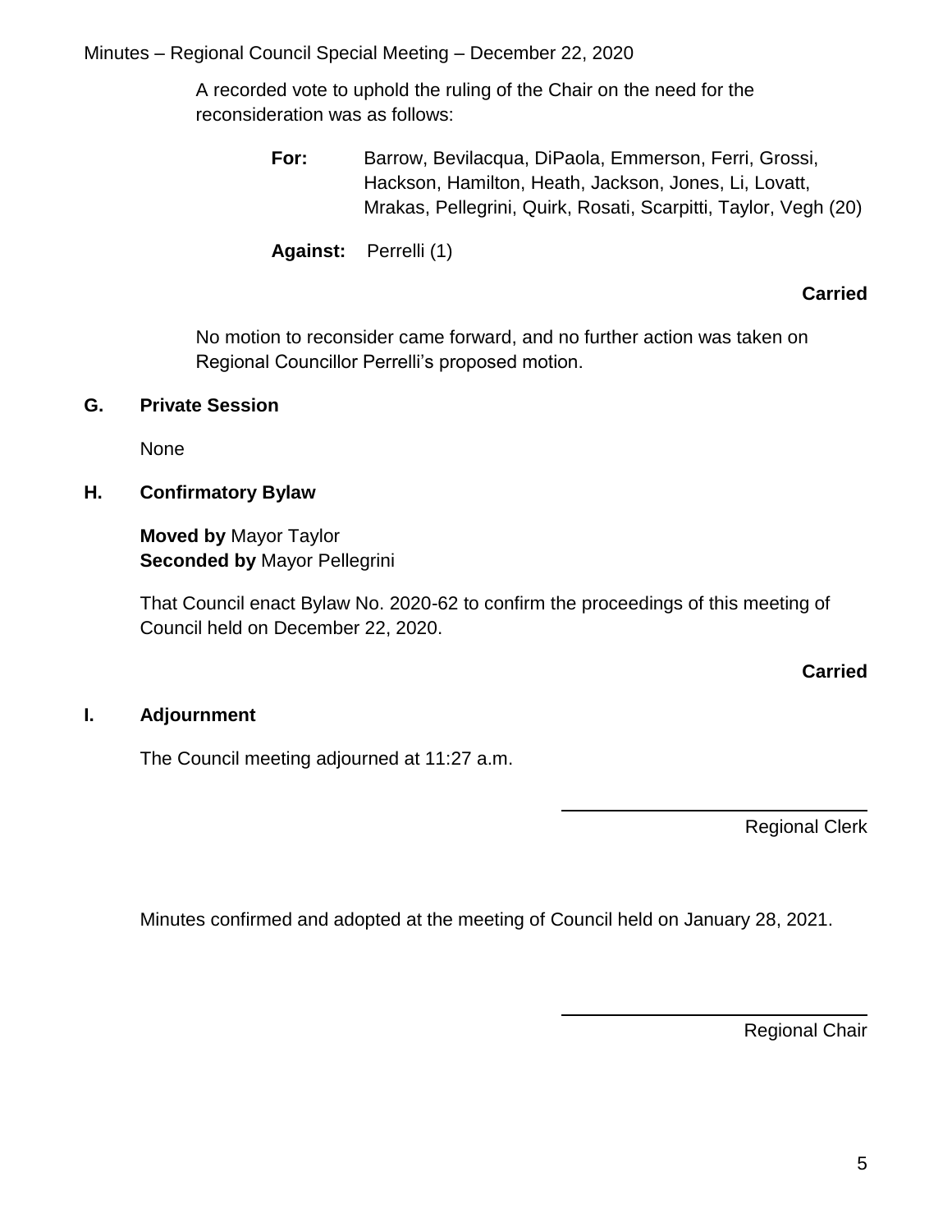A recorded vote to uphold the ruling of the Chair on the need for the reconsideration was as follows:

**For:** Barrow, Bevilacqua, DiPaola, Emmerson, Ferri, Grossi, Hackson, Hamilton, Heath, Jackson, Jones, Li, Lovatt, Mrakas, Pellegrini, Quirk, Rosati, Scarpitti, Taylor, Vegh (20)

**Against:** Perrelli (1)

**Carried**

No motion to reconsider came forward, and no further action was taken on Regional Councillor Perrelli's proposed motion.

## G. Private Session

None

## H. Confirmatory Bylaw

**Moved by** Mayor Taylor
**Seconded by** Mayor Pellegrini

That Council enact Bylaw No. 2020-62 to confirm the proceedings of this meeting of Council held on December 22, 2020.

**Carried**

## I. Adjournment

The Council meeting adjourned at 11:27 a.m.

Regional Clerk

Minutes confirmed and adopted at the meeting of Council held on January 28, 2021.

Regional Chair